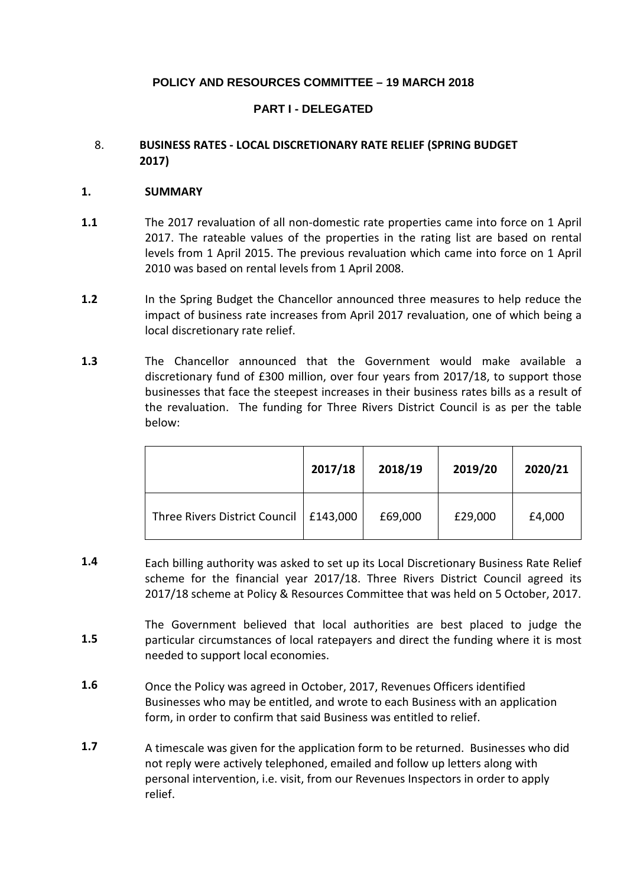**POLICY AND RESOURCES COMMITTEE – 19 MARCH 2018**

**PART I - DELEGATED**

8. **BUSINESS RATES - LOCAL DISCRETIONARY RATE RELIEF (SPRING BUDGET 2017)**

**1. SUMMARY**

**1.1** The 2017 revaluation of all non-domestic rate properties came into force on 1 April 2017. The rateable values of the properties in the rating list are based on rental levels from 1 April 2015. The previous revaluation which came into force on 1 April 2010 was based on rental levels from 1 April 2008.

**1.2** In the Spring Budget the Chancellor announced three measures to help reduce the impact of business rate increases from April 2017 revaluation, one of which being a local discretionary rate relief.

**1.3** The Chancellor announced that the Government would make available a discretionary fund of £300 million, over four years from 2017/18, to support those businesses that face the steepest increases in their business rates bills as a result of the revaluation. The funding for Three Rivers District Council is as per the table below:

| | **2017/18** | **2018/19** | **2019/20** | **2020/21** |
|---|---|---|---|---|
| Three Rivers District Council | £143,000 | £69,000 | £29,000 | £4,000 |

**1.4** Each billing authority was asked to set up its Local Discretionary Business Rate Relief scheme for the financial year 2017/18. Three Rivers District Council agreed its 2017/18 scheme at Policy & Resources Committee that was held on 5 October, 2017.

**1.5** The Government believed that local authorities are best placed to judge the particular circumstances of local ratepayers and direct the funding where it is most needed to support local economies.

**1.6** Once the Policy was agreed in October, 2017, Revenues Officers identified Businesses who may be entitled, and wrote to each Business with an application form, in order to confirm that said Business was entitled to relief.

**1.7** A timescale was given for the application form to be returned. Businesses who did not reply were actively telephoned, emailed and follow up letters along with personal intervention, i.e. visit, from our Revenues Inspectors in order to apply relief.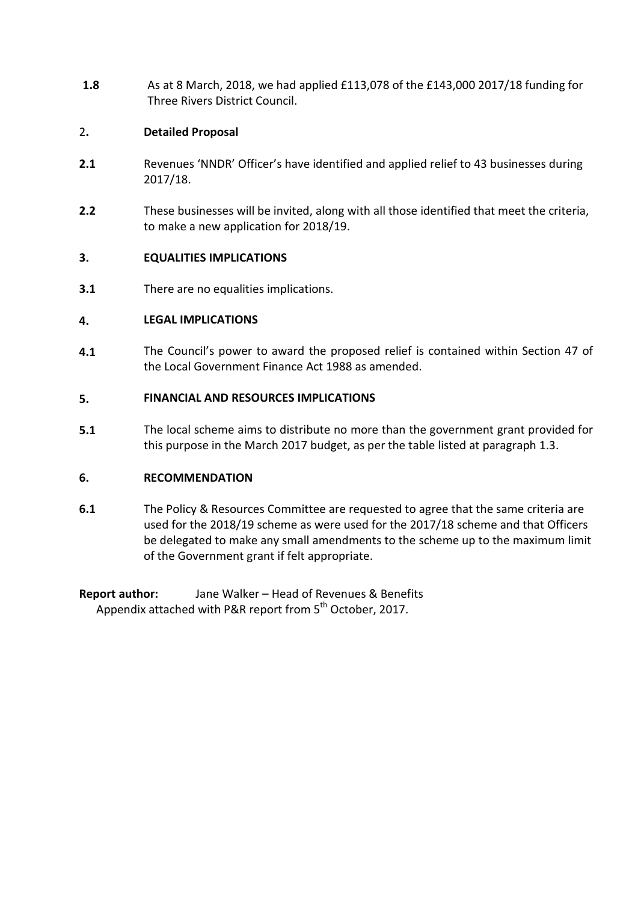**1.8** As at 8 March, 2018, we had applied £113,078 of the £143,000 2017/18 funding for Three Rivers District Council.

## 2. Detailed Proposal

**2.1** Revenues 'NNDR' Officer's have identified and applied relief to 43 businesses during 2017/18.

**2.2** These businesses will be invited, along with all those identified that meet the criteria, to make a new application for 2018/19.

## 3. EQUALITIES IMPLICATIONS

**3.1** There are no equalities implications.

## 4. LEGAL IMPLICATIONS

**4.1** The Council's power to award the proposed relief is contained within Section 47 of the Local Government Finance Act 1988 as amended.

## 5. FINANCIAL AND RESOURCES IMPLICATIONS

**5.1** The local scheme aims to distribute no more than the government grant provided for this purpose in the March 2017 budget, as per the table listed at paragraph 1.3.

## 6. RECOMMENDATION

**6.1** The Policy & Resources Committee are requested to agree that the same criteria are used for the 2018/19 scheme as were used for the 2017/18 scheme and that Officers be delegated to make any small amendments to the scheme up to the maximum limit of the Government grant if felt appropriate.

**Report author:** Jane Walker – Head of Revenues & Benefits
Appendix attached with P&R report from 5th October, 2017.